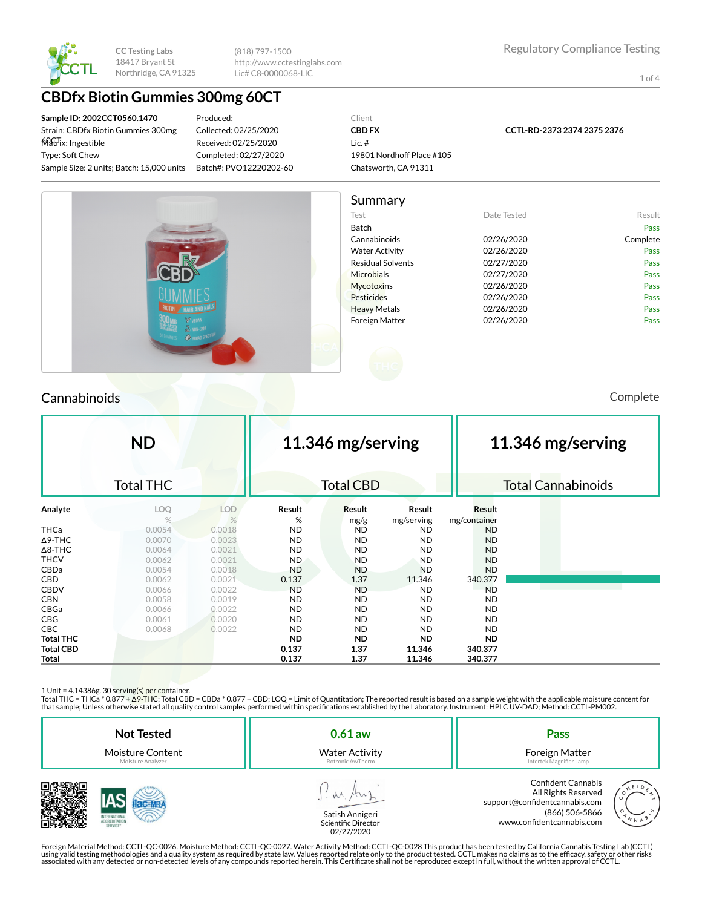CC Testing Labs
18417 Bryant St
Northridge, CA 91325

(818) 797-1500
http://www.cctestinglabs.com
Lic# C8-0000068-LIC

Regulatory Compliance Testing

# CBDfx Biotin Gummies 300mg 60CT

**Sample ID: 2002CCT0560.1470**
Strain: CBDfx Biotin Gummies 300mg 60CT
Matrix: Ingestible
Type: Soft Chew
Sample Size: 2 units; Batch: 15,000 units

Produced:
Collected: 02/25/2020
Received: 02/25/2020
Completed: 02/27/2020
Batch#: PVO12220202-60

Client
**CBD FX**
Lic. #
19801 Nordhoff Place #105
Chatsworth, CA 91311

**CCTL-RD-2373 2374 2375 2376**

## Summary

| Test | Date Tested | Result |
|---|---|---|
| Batch | | Pass |
| Cannabinoids | 02/26/2020 | Complete |
| Water Activity | 02/26/2020 | Pass |
| Residual Solvents | 02/27/2020 | Pass |
| Microbials | 02/27/2020 | Pass |
| Mycotoxins | 02/26/2020 | Pass |
| Pesticides | 02/26/2020 | Pass |
| Heavy Metals | 02/26/2020 | Pass |
| Foreign Matter | 02/26/2020 | Pass |

## Cannabinoids

Complete

**ND** Total THC

**11.346 mg/serving** Total CBD

**11.346 mg/serving** Total Cannabinoids

| Analyte | LOQ | LOD | Result | Result | Result | Result |
|---|---|---|---|---|---|---|
| | % | % | % | mg/g | mg/serving | mg/container |
| THCa | 0.0054 | 0.0018 | ND | ND | ND | ND |
| Δ9-THC | 0.0070 | 0.0023 | ND | ND | ND | ND |
| Δ8-THC | 0.0064 | 0.0021 | ND | ND | ND | ND |
| THCV | 0.0062 | 0.0021 | ND | ND | ND | ND |
| CBDa | 0.0054 | 0.0018 | ND | ND | ND | ND |
| CBD | 0.0062 | 0.0021 | 0.137 | 1.37 | 11.346 | 340.377 |
| CBDV | 0.0066 | 0.0022 | ND | ND | ND | ND |
| CBN | 0.0058 | 0.0019 | ND | ND | ND | ND |
| CBGa | 0.0066 | 0.0022 | ND | ND | ND | ND |
| CBG | 0.0061 | 0.0020 | ND | ND | ND | ND |
| CBC | 0.0068 | 0.0022 | ND | ND | ND | ND |
| **Total THC** | | | **ND** | **ND** | **ND** | **ND** |
| **Total CBD** | | | **0.137** | **1.37** | **11.346** | **340.377** |
| **Total** | | | **0.137** | **1.37** | **11.346** | **340.377** |

1 Unit = 4.14386g. 30 serving(s) per container.
Total THC = THCa * 0.877 + Δ9-THC; Total CBD = CBDa * 0.877 + CBD; LOQ = Limit of Quantitation; The reported result is based on a sample weight with the applicable moisture content for that sample; Unless otherwise stated all quality control samples performed within specifications established by the Laboratory. Instrument: HPLC UV-DAD; Method: CCTL-PM002.

**Not Tested**
Moisture Content
Moisture Analyzer

**0.61 aw**
Water Activity
Rotronic AwTherm

**Pass**
Foreign Matter
Intertek Magnifier Lamp

Satish Annigeri
Scientific Director
02/27/2020

Confident Cannabis
All Rights Reserved
support@confidentcannabis.com
(866) 506-5866
www.confidentcannabis.com

Foreign Material Method: CCTL-QC-0026. Moisture Method: CCTL-QC-0027. Water Activity Method: CCTL-QC-0028 This product has been tested by California Cannabis Testing Lab (CCTL) using valid testing methodologies and a quality system as required by state law. Values reported relate only to the product tested. CCTL makes no claims as to the efficacy, safety or other risks associated with any detected or non-detected levels of any compounds reported herein. This Certificate shall not be reproduced except in full, without the written approval of CCTL.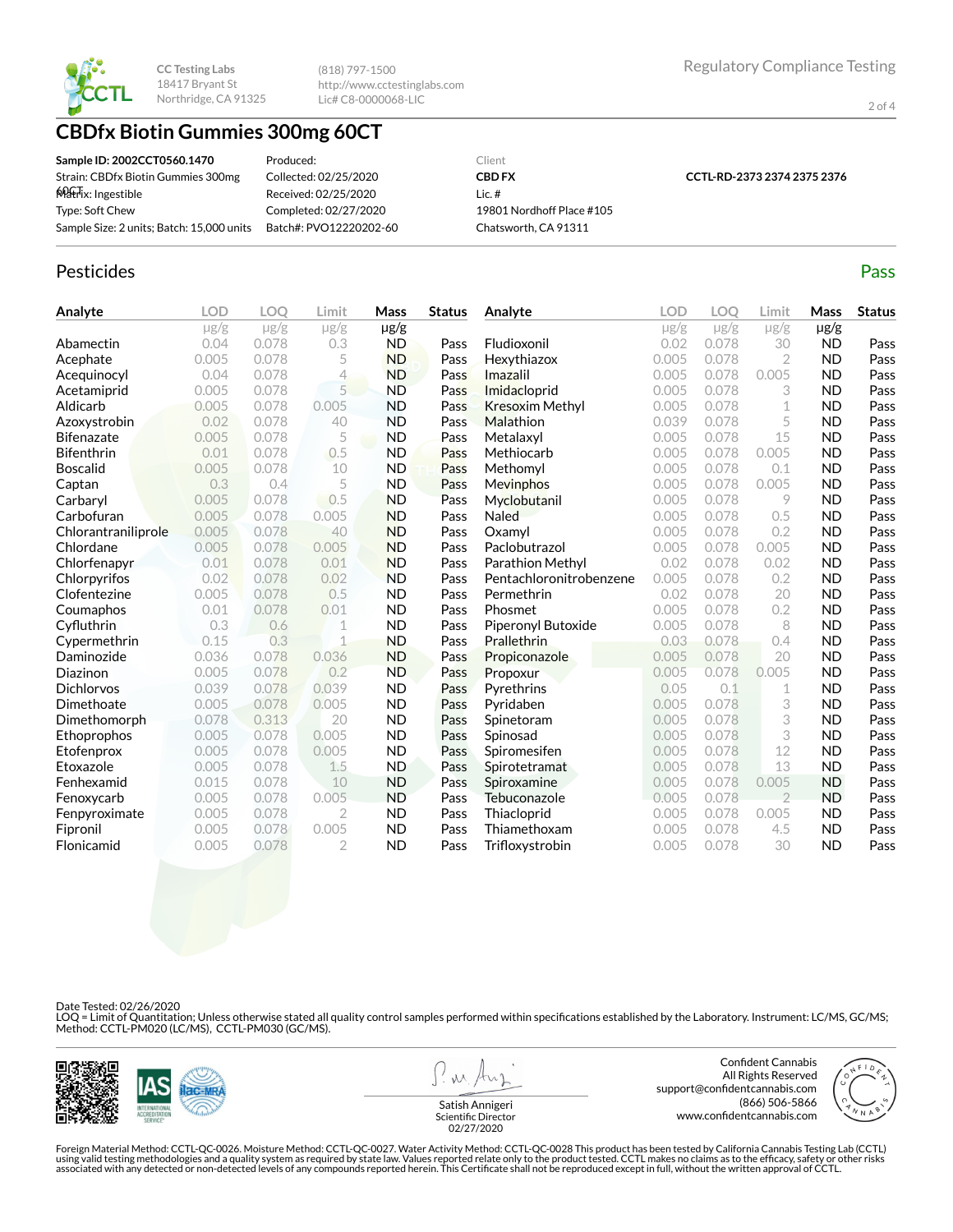CC Testing Labs
18417 Bryant St
Northridge, CA 91325

(818) 797-1500
http://www.cctestinglabs.com
Lic# C8-0000068-LIC

Regulatory Compliance Testing

# CBDfx Biotin Gummies 300mg 60CT

**Sample ID: 2002CCT0560.1470**
Strain: CBDfx Biotin Gummies 300mg 60CT
Matrix: Ingestible
Type: Soft Chew
Sample Size: 2 units; Batch: 15,000 units

Produced:
Collected: 02/25/2020
Received: 02/25/2020
Completed: 02/27/2020
Batch#: PVO12220202-60

Client
**CBD FX**
Lic. #
19801 Nordhoff Place #105
Chatsworth, CA 91311

**CCTL-RD-2373 2374 2375 2376**

## Pesticides

Pass

| Analyte | LOD | LOQ | Limit | Mass | Status |
|---|---|---|---|---|---|
| | μg/g | μg/g | μg/g | μg/g | |
| Abamectin | 0.04 | 0.078 | 0.3 | ND | Pass |
| Acephate | 0.005 | 0.078 | 5 | ND | Pass |
| Acequinocyl | 0.04 | 0.078 | 4 | ND | Pass |
| Acetamiprid | 0.005 | 0.078 | 5 | ND | Pass |
| Aldicarb | 0.005 | 0.078 | 0.005 | ND | Pass |
| Azoxystrobin | 0.02 | 0.078 | 40 | ND | Pass |
| Bifenazate | 0.005 | 0.078 | 5 | ND | Pass |
| Bifenthrin | 0.01 | 0.078 | 0.5 | ND | Pass |
| Boscalid | 0.005 | 0.078 | 10 | ND | Pass |
| Captan | 0.3 | 0.4 | 5 | ND | Pass |
| Carbaryl | 0.005 | 0.078 | 0.5 | ND | Pass |
| Carbofuran | 0.005 | 0.078 | 0.005 | ND | Pass |
| Chlorantraniliprole | 0.005 | 0.078 | 40 | ND | Pass |
| Chlordane | 0.005 | 0.078 | 0.005 | ND | Pass |
| Chlorfenapyr | 0.01 | 0.078 | 0.01 | ND | Pass |
| Chlorpyrifos | 0.02 | 0.078 | 0.02 | ND | Pass |
| Clofentezine | 0.005 | 0.078 | 0.5 | ND | Pass |
| Coumaphos | 0.01 | 0.078 | 0.01 | ND | Pass |
| Cyfluthrin | 0.3 | 0.6 | 1 | ND | Pass |
| Cypermethrin | 0.15 | 0.3 | 1 | ND | Pass |
| Daminozide | 0.036 | 0.078 | 0.036 | ND | Pass |
| Diazinon | 0.005 | 0.078 | 0.2 | ND | Pass |
| Dichlorvos | 0.039 | 0.078 | 0.039 | ND | Pass |
| Dimethoate | 0.005 | 0.078 | 0.005 | ND | Pass |
| Dimethomorph | 0.078 | 0.313 | 20 | ND | Pass |
| Ethoprophos | 0.005 | 0.078 | 0.005 | ND | Pass |
| Etofenprox | 0.005 | 0.078 | 0.005 | ND | Pass |
| Etoxazole | 0.005 | 0.078 | 1.5 | ND | Pass |
| Fenhexamid | 0.015 | 0.078 | 10 | ND | Pass |
| Fenoxycarb | 0.005 | 0.078 | 0.005 | ND | Pass |
| Fenpyroximate | 0.005 | 0.078 | 2 | ND | Pass |
| Fipronil | 0.005 | 0.078 | 0.005 | ND | Pass |
| Flonicamid | 0.005 | 0.078 | 2 | ND | Pass |
| Fludioxonil | 0.02 | 0.078 | 30 | ND | Pass |
| Hexythiazox | 0.005 | 0.078 | 2 | ND | Pass |
| Imazalil | 0.005 | 0.078 | 0.005 | ND | Pass |
| Imidacloprid | 0.005 | 0.078 | 3 | ND | Pass |
| Kresoxim Methyl | 0.005 | 0.078 | 1 | ND | Pass |
| Malathion | 0.039 | 0.078 | 5 | ND | Pass |
| Metalaxyl | 0.005 | 0.078 | 15 | ND | Pass |
| Methiocarb | 0.005 | 0.078 | 0.005 | ND | Pass |
| Methomyl | 0.005 | 0.078 | 0.1 | ND | Pass |
| Mevinphos | 0.005 | 0.078 | 0.005 | ND | Pass |
| Myclobutanil | 0.005 | 0.078 | 9 | ND | Pass |
| Naled | 0.005 | 0.078 | 0.5 | ND | Pass |
| Oxamyl | 0.005 | 0.078 | 0.2 | ND | Pass |
| Paclobutrazol | 0.005 | 0.078 | 0.005 | ND | Pass |
| Parathion Methyl | 0.02 | 0.078 | 0.02 | ND | Pass |
| Pentachloronitrobenzene | 0.005 | 0.078 | 0.2 | ND | Pass |
| Permethrin | 0.02 | 0.078 | 20 | ND | Pass |
| Phosmet | 0.005 | 0.078 | 0.2 | ND | Pass |
| Piperonyl Butoxide | 0.005 | 0.078 | 8 | ND | Pass |
| Prallethrin | 0.03 | 0.078 | 0.4 | ND | Pass |
| Propiconazole | 0.005 | 0.078 | 20 | ND | Pass |
| Propoxur | 0.005 | 0.078 | 0.005 | ND | Pass |
| Pyrethrins | 0.05 | 0.1 | 1 | ND | Pass |
| Pyridaben | 0.005 | 0.078 | 3 | ND | Pass |
| Spinetoram | 0.005 | 0.078 | 3 | ND | Pass |
| Spinosad | 0.005 | 0.078 | 3 | ND | Pass |
| Spiromesifen | 0.005 | 0.078 | 12 | ND | Pass |
| Spirotetramat | 0.005 | 0.078 | 13 | ND | Pass |
| Spiroxamine | 0.005 | 0.078 | 0.005 | ND | Pass |
| Tebuconazole | 0.005 | 0.078 | 2 | ND | Pass |
| Thiacloprid | 0.005 | 0.078 | 0.005 | ND | Pass |
| Thiamethoxam | 0.005 | 0.078 | 4.5 | ND | Pass |
| Trifloxystrobin | 0.005 | 0.078 | 30 | ND | Pass |

Date Tested: 02/26/2020
LOQ = Limit of Quantitation; Unless otherwise stated all quality control samples performed within specifications established by the Laboratory. Instrument: LC/MS, GC/MS; Method: CCTL-PM020 (LC/MS), CCTL-PM030 (GC/MS).

Satish Annigeri
Scientific Director
02/27/2020

Confident Cannabis
All Rights Reserved
support@confidentcannabis.com
(866) 506-5866
www.confidentcannabis.com

Foreign Material Method: CCTL-QC-0026. Moisture Method: CCTL-QC-0027. Water Activity Method: CCTL-QC-0028 This product has been tested by California Cannabis Testing Lab (CCTL) using valid testing methodologies and a quality system as required by state law. Values reported relate only to the product tested. CCTL makes no claims as to the efficacy, safety or other risks associated with any detected or non-detected levels of any compounds reported herein. This Certificate shall not be reproduced except in full, without the written approval of CCTL.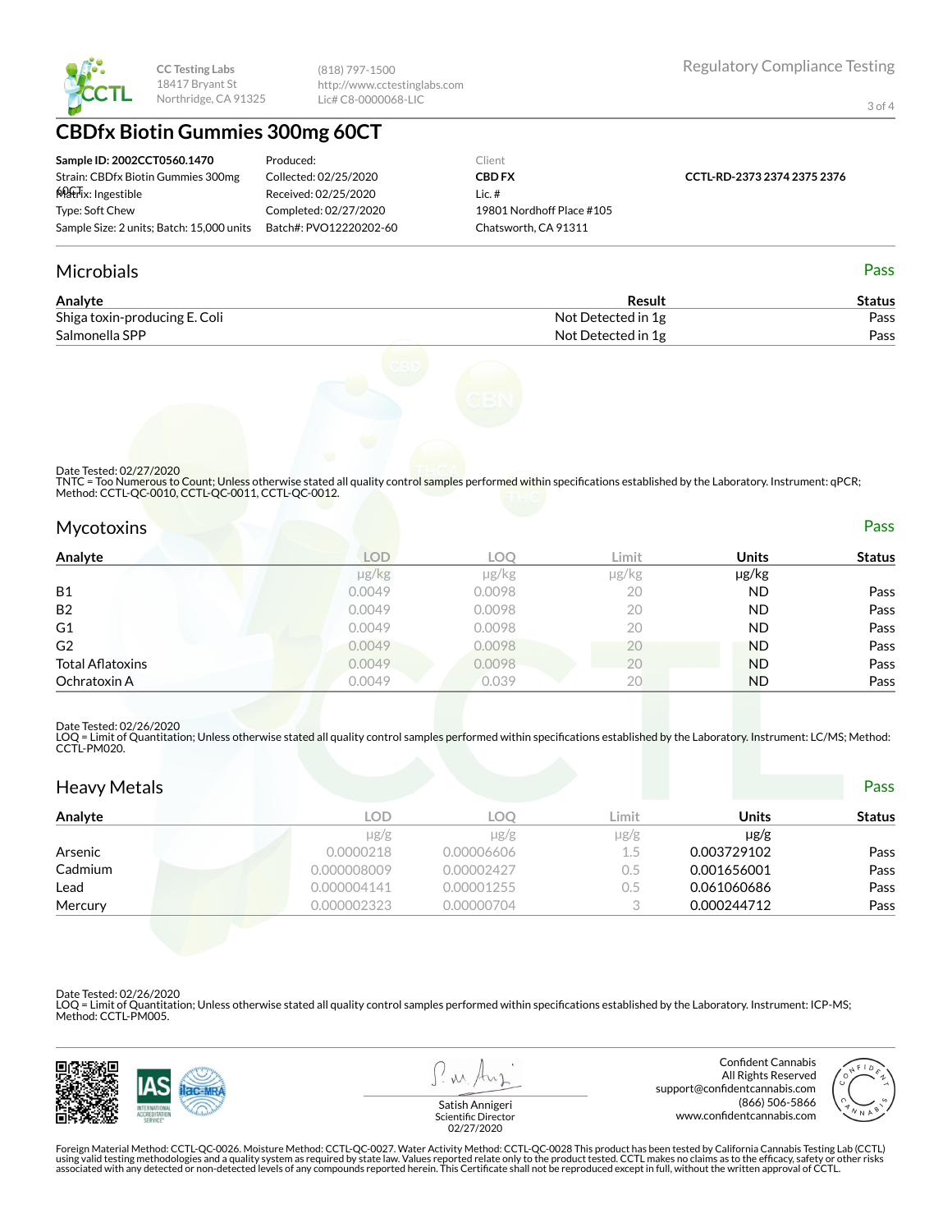CC Testing Labs
18417 Bryant St
Northridge, CA 91325

(818) 797-1500
http://www.cctestinglabs.com
Lic# C8-0000068-LIC

Regulatory Compliance Testing

# CBDfx Biotin Gummies 300mg 60CT

| | | | |
|---|---|---|---|
| **Sample ID: 2002CCT0560.1470** | Produced: | Client | |
| Strain: CBDfx Biotin Gummies 300mg 60CT | Collected: 02/25/2020 | **CBD FX** | **CCTL-RD-2373 2374 2375 2376** |
| Matrix: Ingestible | Received: 02/25/2020 | Lic. # | |
| Type: Soft Chew | Completed: 02/27/2020 | 19801 Nordhoff Place #105 | |
| Sample Size: 2 units; Batch: 15,000 units | Batch#: PVO12220202-60 | Chatsworth, CA 91311 | |

## Microbials

Pass

| Analyte | Result | Status |
|---|---|---|
| Shiga toxin-producing E. Coli | Not Detected in 1g | Pass |
| Salmonella SPP | Not Detected in 1g | Pass |

Date Tested: 02/27/2020
TNTC = Too Numerous to Count; Unless otherwise stated all quality control samples performed within specifications established by the Laboratory. Instrument: qPCR; Method: CCTL-QC-0010, CCTL-QC-0011, CCTL-QC-0012.

## Mycotoxins

Pass

| Analyte | LOD | LOQ | Limit | Units | Status |
|---|---|---|---|---|---|
| | µg/kg | µg/kg | µg/kg | µg/kg | |
| B1 | 0.0049 | 0.0098 | 20 | ND | Pass |
| B2 | 0.0049 | 0.0098 | 20 | ND | Pass |
| G1 | 0.0049 | 0.0098 | 20 | ND | Pass |
| G2 | 0.0049 | 0.0098 | 20 | ND | Pass |
| Total Aflatoxins | 0.0049 | 0.0098 | 20 | ND | Pass |
| Ochratoxin A | 0.0049 | 0.039 | 20 | ND | Pass |

Date Tested: 02/26/2020
LOQ = Limit of Quantitation; Unless otherwise stated all quality control samples performed within specifications established by the Laboratory. Instrument: LC/MS; Method: CCTL-PM020.

## Heavy Metals

Pass

| Analyte | LOD | LOQ | Limit | Units | Status |
|---|---|---|---|---|---|
| | µg/g | µg/g | µg/g | µg/g | |
| Arsenic | 0.0000218 | 0.00006606 | 1.5 | 0.003729102 | Pass |
| Cadmium | 0.000008009 | 0.00002427 | 0.5 | 0.001656001 | Pass |
| Lead | 0.000004141 | 0.00001255 | 0.5 | 0.061060686 | Pass |
| Mercury | 0.000002323 | 0.00000704 | 3 | 0.000244712 | Pass |

Date Tested: 02/26/2020
LOQ = Limit of Quantitation; Unless otherwise stated all quality control samples performed within specifications established by the Laboratory. Instrument: ICP-MS; Method: CCTL-PM005.

Satish Annigeri
Scientific Director
02/27/2020

Confident Cannabis
All Rights Reserved
support@confidentcannabis.com
(866) 506-5866
www.confidentcannabis.com

Foreign Material Method: CCTL-QC-0026. Moisture Method: CCTL-QC-0027. Water Activity Method: CCTL-QC-0028 This product has been tested by California Cannabis Testing Lab (CCTL) using valid testing methodologies and a quality system as required by state law. Values reported relate only to the product tested. CCTL makes no claims as to the efficacy, safety or other risks associated with any detected or non-detected levels of any compounds reported herein. This Certificate shall not be reproduced except in full, without the written approval of CCTL.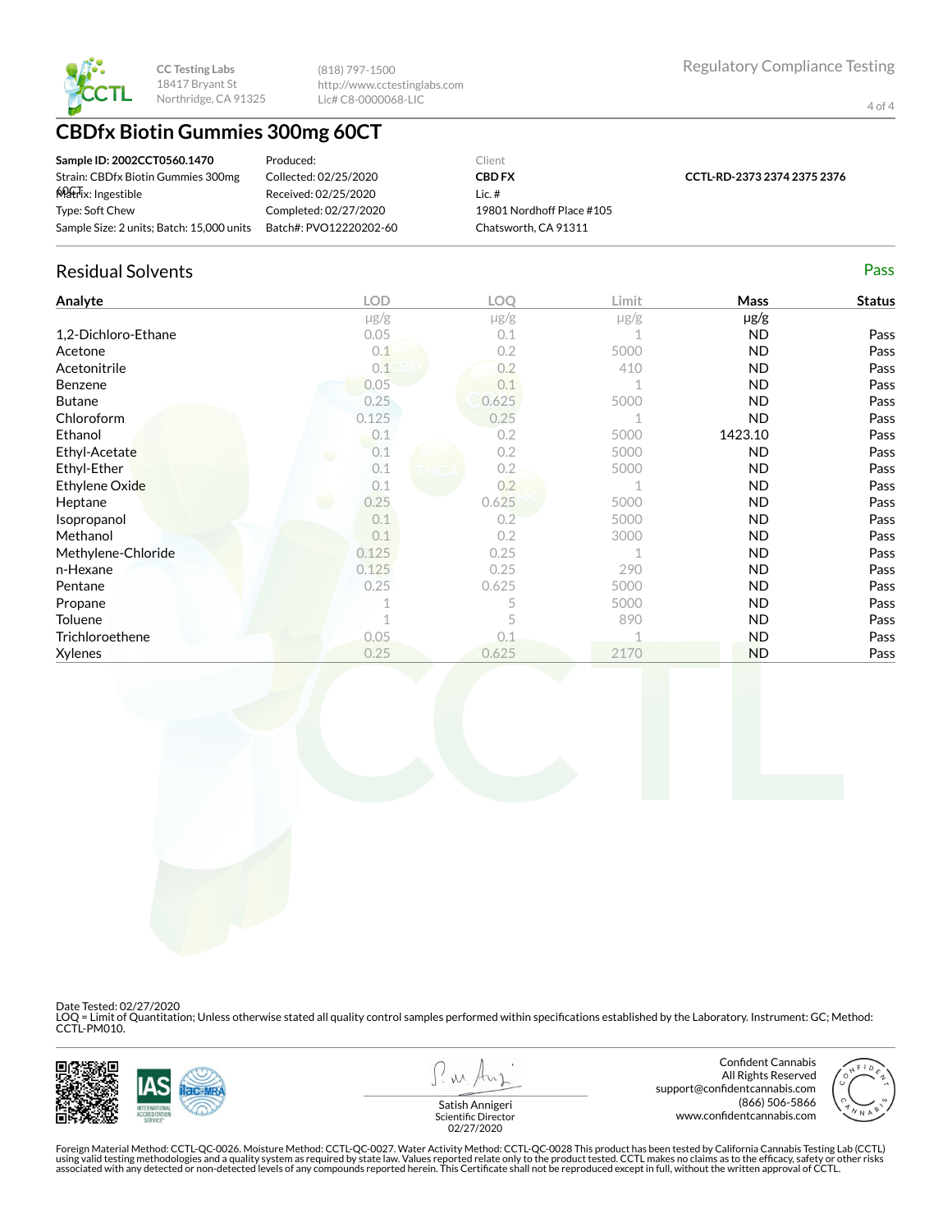CC Testing Labs
18417 Bryant St
Northridge, CA 91325

(818) 797-1500
http://www.cctestinglabs.com
Lic# C8-0000068-LIC

Regulatory Compliance Testing

# CBDfx Biotin Gummies 300mg 60CT

**Sample ID: 2002CCT0560.1470**
Strain: CBDfx Biotin Gummies 300mg 60CT
Matrix: Ingestible
Type: Soft Chew
Sample Size: 2 units; Batch: 15,000 units

Produced:
Collected: 02/25/2020
Received: 02/25/2020
Completed: 02/27/2020
Batch#: PVO12220202-60

Client
**CBD FX**
Lic. #
19801 Nordhoff Place #105
Chatsworth, CA 91311

**CCTL-RD-2373 2374 2375 2376**

## Residual Solvents

Pass

| Analyte | LOD | LOQ | Limit | Mass | Status |
|---|---|---|---|---|---|
| | μg/g | μg/g | μg/g | μg/g | |
| 1,2-Dichloro-Ethane | 0.05 | 0.1 | 1 | ND | Pass |
| Acetone | 0.1 | 0.2 | 5000 | ND | Pass |
| Acetonitrile | 0.1 | 0.2 | 410 | ND | Pass |
| Benzene | 0.05 | 0.1 | 1 | ND | Pass |
| Butane | 0.25 | 0.625 | 5000 | ND | Pass |
| Chloroform | 0.125 | 0.25 | 1 | ND | Pass |
| Ethanol | 0.1 | 0.2 | 5000 | 1423.10 | Pass |
| Ethyl-Acetate | 0.1 | 0.2 | 5000 | ND | Pass |
| Ethyl-Ether | 0.1 | 0.2 | 5000 | ND | Pass |
| Ethylene Oxide | 0.1 | 0.2 | 1 | ND | Pass |
| Heptane | 0.25 | 0.625 | 5000 | ND | Pass |
| Isopropanol | 0.1 | 0.2 | 5000 | ND | Pass |
| Methanol | 0.1 | 0.2 | 3000 | ND | Pass |
| Methylene-Chloride | 0.125 | 0.25 | 1 | ND | Pass |
| n-Hexane | 0.125 | 0.25 | 290 | ND | Pass |
| Pentane | 0.25 | 0.625 | 5000 | ND | Pass |
| Propane | 1 | 5 | 5000 | ND | Pass |
| Toluene | 1 | 5 | 890 | ND | Pass |
| Trichloroethene | 0.05 | 0.1 | 1 | ND | Pass |
| Xylenes | 0.25 | 0.625 | 2170 | ND | Pass |

Date Tested: 02/27/2020
LOQ = Limit of Quantitation; Unless otherwise stated all quality control samples performed within specifications established by the Laboratory. Instrument: GC; Method: CCTL-PM010.

Satish Annigeri
Scientific Director
02/27/2020

Confident Cannabis
All Rights Reserved
support@confidentcannabis.com
(866) 506-5866
www.confidentcannabis.com

Foreign Material Method: CCTL-QC-0026. Moisture Method: CCTL-QC-0027. Water Activity Method: CCTL-QC-0028 This product has been tested by California Cannabis Testing Lab (CCTL) using valid testing methodologies and a quality system as required by state law. Values reported relate only to the product tested. CCTL makes no claims as to the efficacy, safety or other risks associated with any detected or non-detected levels of any compounds reported herein. This Certificate shall not be reproduced except in full, without the written approval of CCTL.